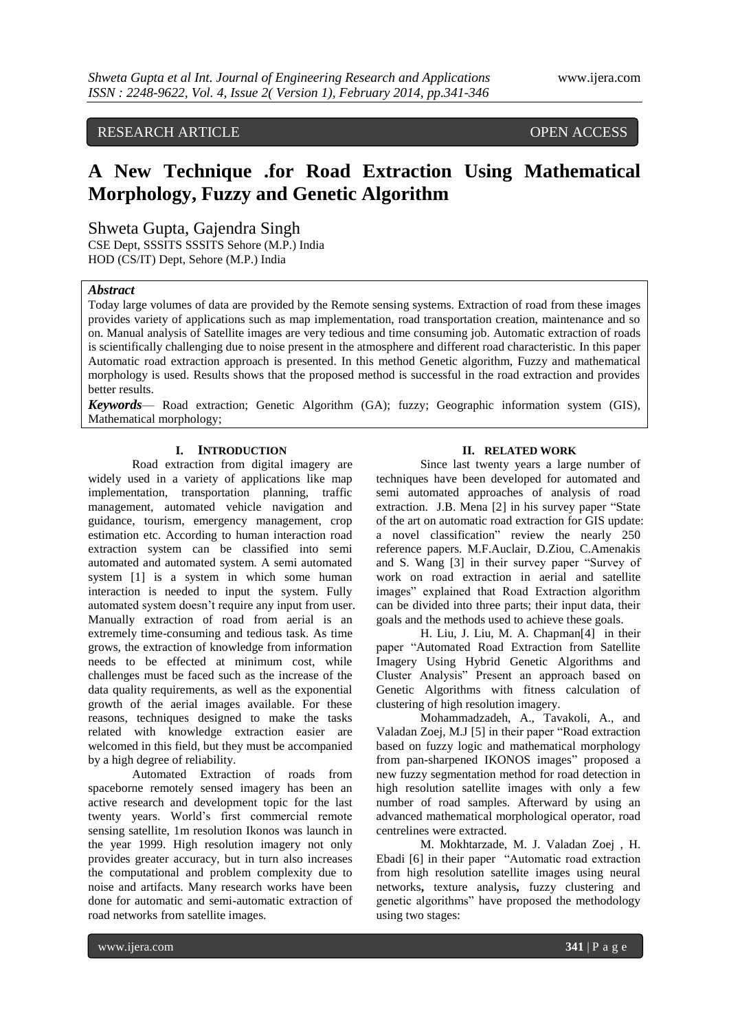RESEARCH ARTICLE OPEN ACCESS

# A New Technique .for Road Extraction Using Mathematical Morphology, Fuzzy and Genetic Algorithm

Shweta Gupta, Gajendra Singh

CSE Dept, SSSITS SSSITS Sehore (M.P.) India

HOD (CS/IT) Dept, Sehore (M.P.) India

***Abstract***

Today large volumes of data are provided by the Remote sensing systems. Extraction of road from these images provides variety of applications such as map implementation, road transportation creation, maintenance and so on. Manual analysis of Satellite images are very tedious and time consuming job. Automatic extraction of roads is scientifically challenging due to noise present in the atmosphere and different road characteristic. In this paper Automatic road extraction approach is presented. In this method Genetic algorithm, Fuzzy and mathematical morphology is used. Results shows that the proposed method is successful in the road extraction and provides better results.

***Keywords*** — Road extraction; Genetic Algorithm (GA); fuzzy; Geographic information system (GIS), Mathematical morphology;

## I. INTRODUCTION

Road extraction from digital imagery are widely used in a variety of applications like map implementation, transportation planning, traffic management, automated vehicle navigation and guidance, tourism, emergency management, crop estimation etc. According to human interaction road extraction system can be classified into semi automated and automated system. A semi automated system [1] is a system in which some human interaction is needed to input the system. Fully automated system doesn't require any input from user. Manually extraction of road from aerial is an extremely time-consuming and tedious task. As time grows, the extraction of knowledge from information needs to be effected at minimum cost, while challenges must be faced such as the increase of the data quality requirements, as well as the exponential growth of the aerial images available. For these reasons, techniques designed to make the tasks related with knowledge extraction easier are welcomed in this field, but they must be accompanied by a high degree of reliability.

Automated Extraction of roads from spaceborne remotely sensed imagery has been an active research and development topic for the last twenty years. World's first commercial remote sensing satellite, 1m resolution Ikonos was launch in the year 1999. High resolution imagery not only provides greater accuracy, but in turn also increases the computational and problem complexity due to noise and artifacts. Many research works have been done for automatic and semi-automatic extraction of road networks from satellite images.

## II. RELATED WORK

Since last twenty years a large number of techniques have been developed for automated and semi automated approaches of analysis of road extraction. J.B. Mena [2] in his survey paper "State of the art on automatic road extraction for GIS update: a novel classification" review the nearly 250 reference papers. M.F.Auclair, D.Ziou, C.Amenakis and S. Wang [3] in their survey paper "Survey of work on road extraction in aerial and satellite images" explained that Road Extraction algorithm can be divided into three parts; their input data, their goals and the methods used to achieve these goals.

H. Liu, J. Liu, M. A. Chapman[4] in their paper "Automated Road Extraction from Satellite Imagery Using Hybrid Genetic Algorithms and Cluster Analysis" Present an approach based on Genetic Algorithms with fitness calculation of clustering of high resolution imagery.

Mohammadzadeh, A., Tavakoli, A., and Valadan Zoej, M.J [5] in their paper "Road extraction based on fuzzy logic and mathematical morphology from pan-sharpened IKONOS images" proposed a new fuzzy segmentation method for road detection in high resolution satellite images with only a few number of road samples. Afterward by using an advanced mathematical morphological operator, road centrelines were extracted.

M. Mokhtarzade, M. J. Valadan Zoej , H. Ebadi [6] in their paper "Automatic road extraction from high resolution satellite images using neural networks**,** texture analysis**,** fuzzy clustering and genetic algorithms" have proposed the methodology using two stages: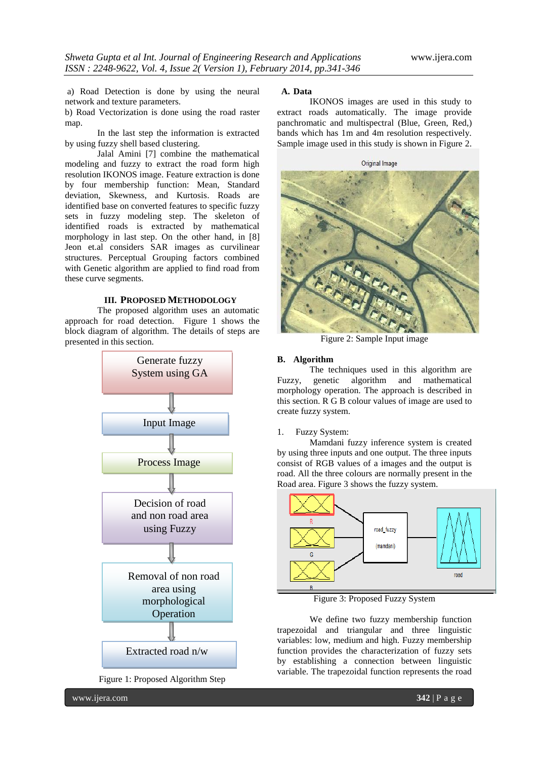a) Road Detection is done by using the neural network and texture parameters.
b) Road Vectorization is done using the road raster map.

In the last step the information is extracted by using fuzzy shell based clustering.

Jalal Amini [7] combine the mathematical modeling and fuzzy to extract the road form high resolution IKONOS image. Feature extraction is done by four membership function: Mean, Standard deviation, Skewness, and Kurtosis. Roads are identified base on converted features to specific fuzzy sets in fuzzy modeling step. The skeleton of identified roads is extracted by mathematical morphology in last step. On the other hand, in [8] Jeon et.al considers SAR images as curvilinear structures. Perceptual Grouping factors combined with Genetic algorithm are applied to find road from these curve segments.

## III. PROPOSED METHODOLOGY

The proposed algorithm uses an automatic approach for road detection. Figure 1 shows the block diagram of algorithm. The details of steps are presented in this section.

Generate fuzzy System using GA

Input Image

Process Image

Decision of road and non road area using Fuzzy

Removal of non road area using morphological Operation

Extracted road n/w

Figure 1: Proposed Algorithm Step

### A. Data

IKONOS images are used in this study to extract roads automatically. The image provide panchromatic and multispectral (Blue, Green, Red,) bands which has 1m and 4m resolution respectively. Sample image used in this study is shown in Figure 2.

Original Image

Figure 2: Sample Input image

### B. Algorithm

The techniques used in this algorithm are Fuzzy, genetic algorithm and mathematical morphology operation. The approach is described in this section. R G B colour values of image are used to create fuzzy system.

1. Fuzzy System:

Mamdani fuzzy inference system is created by using three inputs and one output. The three inputs consist of RGB values of a images and the output is road. All the three colours are normally present in the Road area. Figure 3 shows the fuzzy system.

R

G

B

road_fuzzy

(mamdani)

road

Figure 3: Proposed Fuzzy System

We define two fuzzy membership function trapezoidal and triangular and three linguistic variables: low, medium and high. Fuzzy membership function provides the characterization of fuzzy sets by establishing a connection between linguistic variable. The trapezoidal function represents the road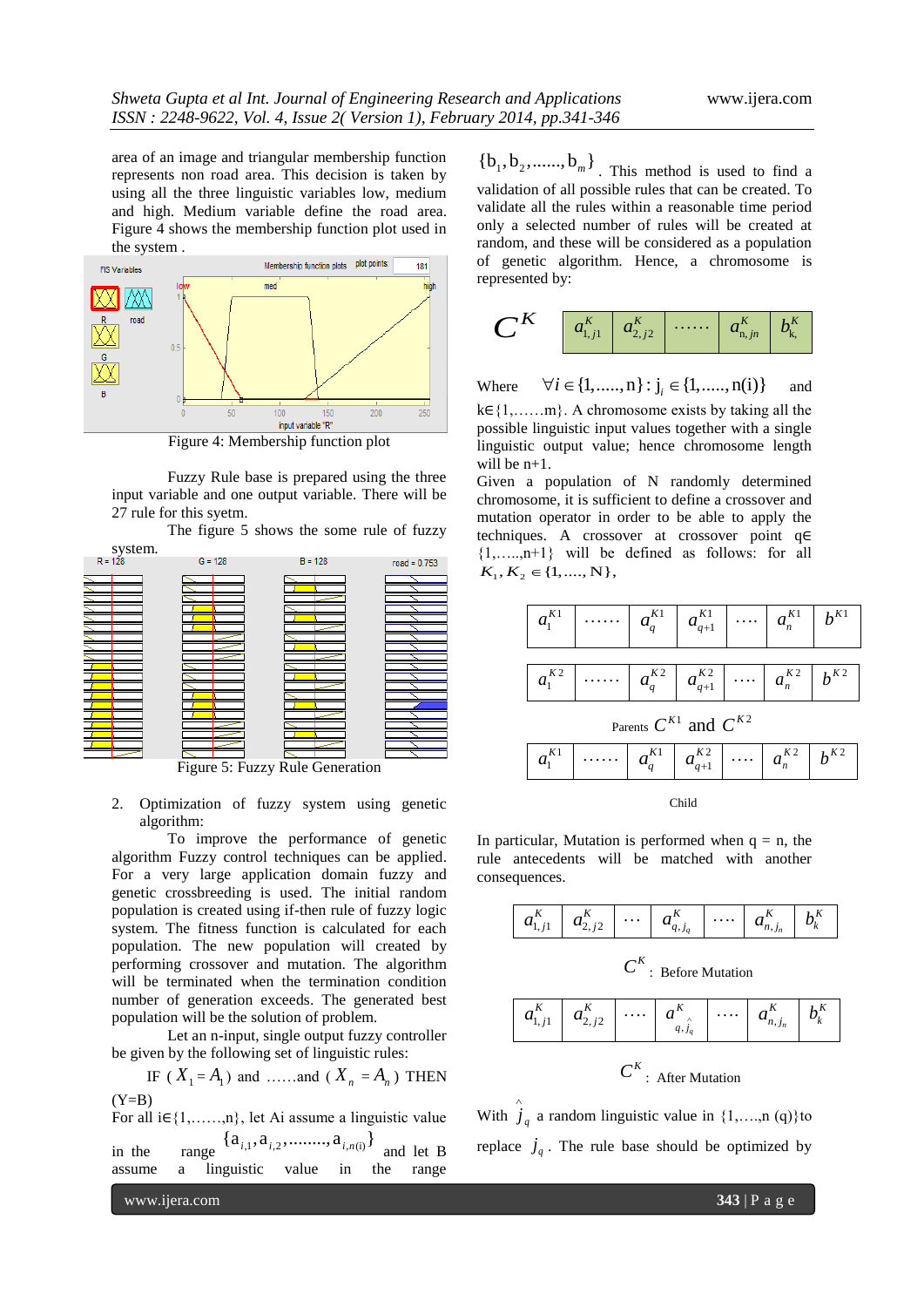area of an image and triangular membership function represents non road area. This decision is taken by using all the three linguistic variables low, medium and high. Medium variable define the road area. Figure 4 shows the membership function plot used in the system .

FIS Variables
R
road
G
B
Membership function plots
plot points: 181
low
med
high
input variable "R"

Figure 4: Membership function plot

Fuzzy Rule base is prepared using the three input variable and one output variable. There will be 27 rule for this syetm.

The figure 5 shows the some rule of fuzzy system.

R = 128
G = 128
B = 128
road = 0.753

Figure 5: Fuzzy Rule Generation

2. Optimization of fuzzy system using genetic algorithm:

To improve the performance of genetic algorithm Fuzzy control techniques can be applied. For a very large application domain fuzzy and genetic crossbreeding is used. The initial random population is created using if-then rule of fuzzy logic system. The fitness function is calculated for each population. The new population will created by performing crossover and mutation. The algorithm will be terminated when the termination condition number of generation exceeds. The generated best population will be the solution of problem.

Let an n-input, single output fuzzy controller be given by the following set of linguistic rules:

IF ( $X_1 = A_1$ ) and ……and ( $X_n = A_n$ ) THEN (Y=B)

For all i∈{1,…….,n}, let Ai assume a linguistic value in the range $\{a_{i,1}, a_{i,2}, ........, a_{i,n(i)}\}$ and let B assume a linguistic value in the range $\{b_1, b_2, ......., b_m\}$. This method is used to find a validation of all possible rules that can be created. To validate all the rules within a reasonable time period only a selected number of rules will be created at random, and these will be considered as a population of genetic algorithm. Hence, a chromosome is represented by:

$$C^K \quad \begin{array}{|c|c|c|c|c|} \hline a^K_{1,j1} & a^K_{2,j2} & \cdots\cdots & a^K_{n,jn} & b^K_{k,} \\ \hline \end{array}$$

Where $\forall i \in \{1,.....,n\} : j_i \in \{1,.....,n(i)\}$ and k∈{1,…….m}. A chromosome exists by taking all the possible linguistic input values together with a single linguistic output value; hence chromosome length will be n+1.

Given a population of N randomly determined chromosome, it is sufficient to define a crossover and mutation operator in order to be able to apply the techniques. A crossover at crossover point q∈{1,…..,n+1} will be defined as follows: for all $K_1, K_2 \in \{1,....,N\}$,

$$\begin{array}{|c|c|c|c|c|c|c|} \hline a^{K1}_1 & \cdots\cdots & a^{K1}_q & a^{K1}_{q+1} & \cdots & a^{K1}_n & b^{K1} \\ \hline \end{array}$$

$$\begin{array}{|c|c|c|c|c|c|c|} \hline a^{K2}_1 & \cdots\cdots & a^{K2}_q & a^{K2}_{q+1} & \cdots & a^{K2}_n & b^{K2} \\ \hline \end{array}$$

Parents $C^{K1}$ and $C^{K2}$

$$\begin{array}{|c|c|c|c|c|c|c|} \hline a^{K1}_1 & \cdots\cdots & a^{K1}_q & a^{K2}_{q+1} & \cdots & a^{K2}_n & b^{K2} \\ \hline \end{array}$$

Child

In particular, Mutation is performed when q = n, the rule antecedents will be matched with another consequences.

$$\begin{array}{|c|c|c|c|c|c|c|} \hline a^K_{1,j1} & a^K_{2,j2} & \cdots & a^K_{q,j_q} & \cdots\cdots & a^K_{n,j_n} & b^K_k \\ \hline \end{array}$$

$C^K$ : Before Mutation

$$\begin{array}{|c|c|c|c|c|c|c|} \hline a^K_{1,j1} & a^K_{2,j2} & \cdots\cdots & a^K_{q,\hat{j}_q} & \cdots\cdots & a^K_{n,j_n} & b^K_k \\ \hline \end{array}$$

$C^K$ : After Mutation

With $\hat{j}_q$ a random linguistic value in {1,….,n (q)}to replace $j_q$. The rule base should be optimized by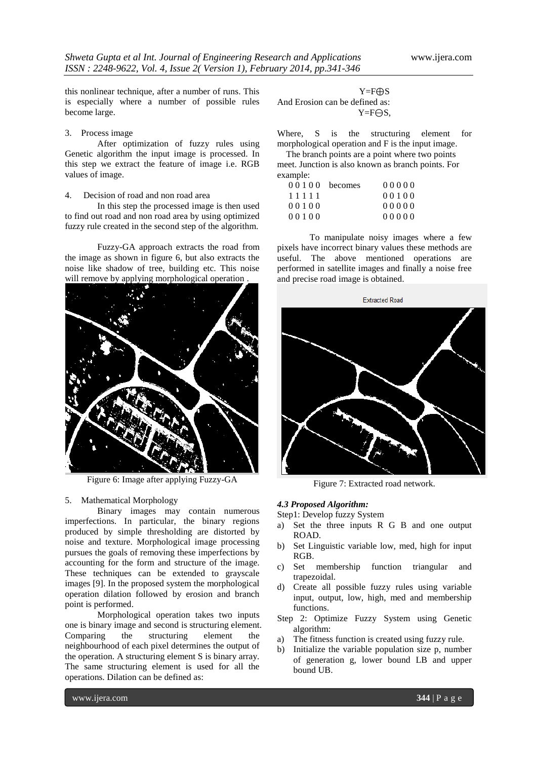this nonlinear technique, after a number of runs. This is especially where a number of possible rules become large.

3. Process image

After optimization of fuzzy rules using Genetic algorithm the input image is processed. In this step we extract the feature of image i.e. RGB values of image.

4. Decision of road and non road area

In this step the processed image is then used to find out road and non road area by using optimized fuzzy rule created in the second step of the algorithm.

Fuzzy-GA approach extracts the road from the image as shown in figure 6, but also extracts the noise like shadow of tree, building etc. This noise will remove by applying morphological operation .

Figure 6: Image after applying Fuzzy-GA

5. Mathematical Morphology

Binary images may contain numerous imperfections. In particular, the binary regions produced by simple thresholding are distorted by noise and texture. Morphological image processing pursues the goals of removing these imperfections by accounting for the form and structure of the image. These techniques can be extended to grayscale images [9]. In the proposed system the morphological operation dilation followed by erosion and branch point is performed.

Morphological operation takes two inputs one is binary image and second is structuring element. Comparing the structuring element the neighbourhood of each pixel determines the output of the operation. A structuring element S is binary array. The same structuring element is used for all the operations. Dilation can be defined as:

$$Y=F \oplus S$$

And Erosion can be defined as:

$$Y=F \ominus S,$$

Where, S is the structuring element for morphological operation and F is the input image.

The branch points are a point where two points meet. Junction is also known as branch points. For example:

| | | |
|---|---|---|
| 0 0 1 0 0 | becomes | 0 0 0 0 0 |
| 1 1 1 1 1 | | 0 0 1 0 0 |
| 0 0 1 0 0 | | 0 0 0 0 0 |
| 0 0 1 0 0 | | 0 0 0 0 0 |

To manipulate noisy images where a few pixels have incorrect binary values these methods are useful. The above mentioned operations are performed in satellite images and finally a noise free and precise road image is obtained.

Extracted Road

Figure 7: Extracted road network.

### *4.3 Proposed Algorithm:*

Step1: Develop fuzzy System

a) Set the three inputs R G B and one output ROAD.
b) Set Linguistic variable low, med, high for input RGB.
c) Set membership function triangular and trapezoidal.
d) Create all possible fuzzy rules using variable input, output, low, high, med and membership functions.

Step 2: Optimize Fuzzy System using Genetic algorithm:

a) The fitness function is created using fuzzy rule.
b) Initialize the variable population size p, number of generation g, lower bound LB and upper bound UB.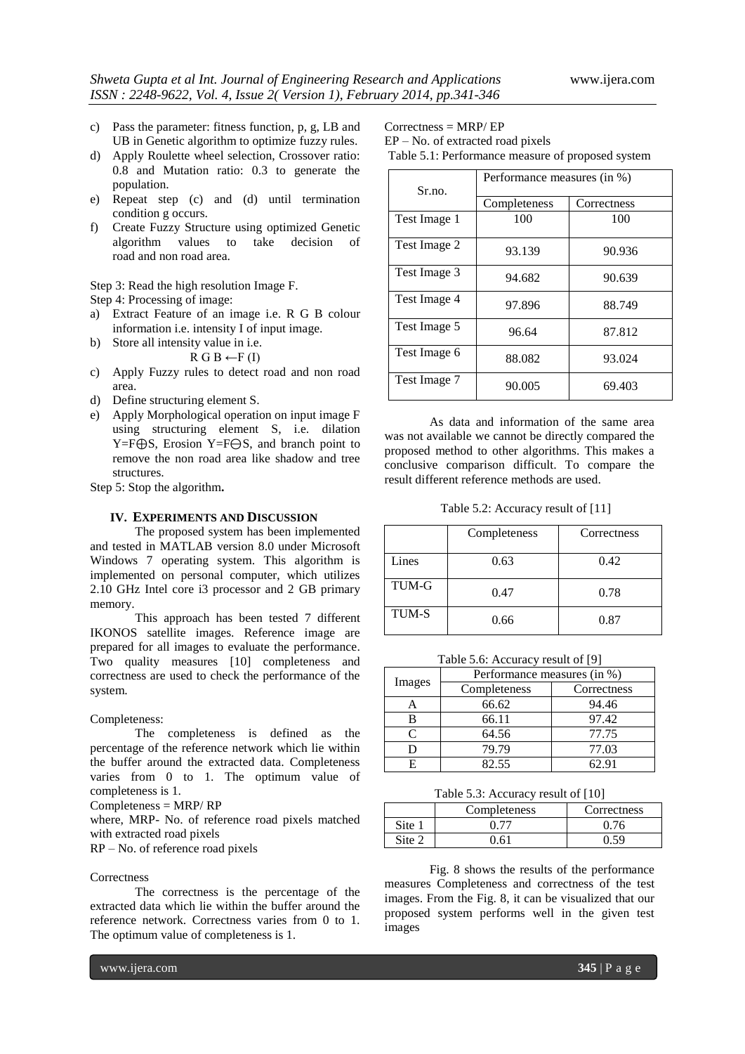c) Pass the parameter: fitness function, p, g, LB and UB in Genetic algorithm to optimize fuzzy rules.
d) Apply Roulette wheel selection, Crossover ratio: 0.8 and Mutation ratio: 0.3 to generate the population.
e) Repeat step (c) and (d) until termination condition g occurs.
f) Create Fuzzy Structure using optimized Genetic algorithm values to take decision of road and non road area.

Step 3: Read the high resolution Image F.

Step 4: Processing of image:

a) Extract Feature of an image i.e. R G B colour information i.e. intensity I of input image.
b) Store all intensity value in i.e.

$$R\ G\ B \leftarrow F\ (I)$$

c) Apply Fuzzy rules to detect road and non road area.
d) Define structuring element S.
e) Apply Morphological operation on input image F using structuring element S, i.e. dilation $Y=F\oplus S$, Erosion $Y=F\ominus S$, and branch point to remove the non road area like shadow and tree structures.

Step 5: Stop the algorithm**.**

## IV. Experiments and Discussion

The proposed system has been implemented and tested in MATLAB version 8.0 under Microsoft Windows 7 operating system. This algorithm is implemented on personal computer, which utilizes 2.10 GHz Intel core i3 processor and 2 GB primary memory.

This approach has been tested 7 different IKONOS satellite images. Reference image are prepared for all images to evaluate the performance. Two quality measures [10] completeness and correctness are used to check the performance of the system.

Completeness:

The completeness is defined as the percentage of the reference network which lie within the buffer around the extracted data. Completeness varies from 0 to 1. The optimum value of completeness is 1.

Completeness = MRP/ RP

where, MRP- No. of reference road pixels matched with extracted road pixels

RP – No. of reference road pixels

Correctness

The correctness is the percentage of the extracted data which lie within the buffer around the reference network. Correctness varies from 0 to 1. The optimum value of completeness is 1.

Correctness = MRP/ EP

EP – No. of extracted road pixels

Table 5.1: Performance measure of proposed system

| Sr.no. | Performance measures (in %) | |
|---|---|---|
| | Completeness | Correctness |
| Test Image 1 | 100 | 100 |
| Test Image 2 | 93.139 | 90.936 |
| Test Image 3 | 94.682 | 90.639 |
| Test Image 4 | 97.896 | 88.749 |
| Test Image 5 | 96.64 | 87.812 |
| Test Image 6 | 88.082 | 93.024 |
| Test Image 7 | 90.005 | 69.403 |

As data and information of the same area was not available we cannot be directly compared the proposed method to other algorithms. This makes a conclusive comparison difficult. To compare the result different reference methods are used.

Table 5.2: Accuracy result of [11]

| | Completeness | Correctness |
|---|---|---|
| Lines | 0.63 | 0.42 |
| TUM-G | 0.47 | 0.78 |
| TUM-S | 0.66 | 0.87 |

Table 5.6: Accuracy result of [9]

| Images | Performance measures (in %) | |
|---|---|---|
| | Completeness | Correctness |
| A | 66.62 | 94.46 |
| B | 66.11 | 97.42 |
| C | 64.56 | 77.75 |
| D | 79.79 | 77.03 |
| E | 82.55 | 62.91 |

Table 5.3: Accuracy result of [10]

| | Completeness | Correctness |
|---|---|---|
| Site 1 | 0.77 | 0.76 |
| Site 2 | 0.61 | 0.59 |

Fig. 8 shows the results of the performance measures Completeness and correctness of the test images. From the Fig. 8, it can be visualized that our proposed system performs well in the given test images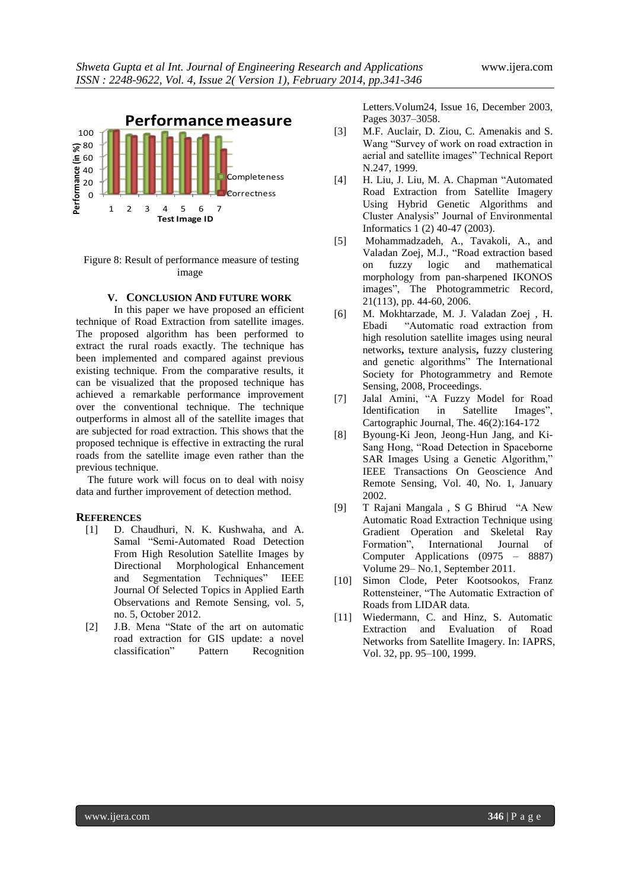Performance measure

Performance (in %)

100
80
60
40
20
0

1 2 3 4 5 6 7

Test Image ID

Completeness
Correctness

Figure 8: Result of performance measure of testing image

## V. CONCLUSION AND FUTURE WORK

In this paper we have proposed an efficient technique of Road Extraction from satellite images. The proposed algorithm has been performed to extract the rural roads exactly. The technique has been implemented and compared against previous existing technique. From the comparative results, it can be visualized that the proposed technique has achieved a remarkable performance improvement over the conventional technique. The technique outperforms in almost all of the satellite images that are subjected for road extraction. This shows that the proposed technique is effective in extracting the rural roads from the satellite image even rather than the previous technique.

The future work will focus on to deal with noisy data and further improvement of detection method.

## REFERENCES

[1] D. Chaudhuri, N. K. Kushwaha, and A. Samal "Semi-Automated Road Detection From High Resolution Satellite Images by Directional Morphological Enhancement and Segmentation Techniques" IEEE Journal Of Selected Topics in Applied Earth Observations and Remote Sensing, vol. 5, no. 5, October 2012.

[2] J.B. Mena "State of the art on automatic road extraction for GIS update: a novel classification" Pattern Recognition Letters.Volum24, Issue 16, December 2003, Pages 3037–3058.

[3] M.F. Auclair, D. Ziou, C. Amenakis and S. Wang "Survey of work on road extraction in aerial and satellite images" Technical Report N.247, 1999.

[4] H. Liu, J. Liu, M. A. Chapman "Automated Road Extraction from Satellite Imagery Using Hybrid Genetic Algorithms and Cluster Analysis" Journal of Environmental Informatics 1 (2) 40-47 (2003).

[5] Mohammadzadeh, A., Tavakoli, A., and Valadan Zoej, M.J., "Road extraction based on fuzzy logic and mathematical morphology from pan-sharpened IKONOS images", The Photogrammetric Record, 21(113), pp. 44-60, 2006.

[6] M. Mokhtarzade, M. J. Valadan Zoej , H. Ebadi "Automatic road extraction from high resolution satellite images using neural networks, texture analysis, fuzzy clustering and genetic algorithms" The International Society for Photogrammetry and Remote Sensing, 2008, Proceedings.

[7] Jalal Amini, "A Fuzzy Model for Road Identification in Satellite Images", Cartographic Journal, The. 46(2):164-172

[8] Byoung-Ki Jeon, Jeong-Hun Jang, and Ki-Sang Hong, "Road Detection in Spaceborne SAR Images Using a Genetic Algorithm," IEEE Transactions On Geoscience And Remote Sensing, Vol. 40, No. 1, January 2002.

[9] T Rajani Mangala , S G Bhirud "A New Automatic Road Extraction Technique using Gradient Operation and Skeletal Ray Formation", International Journal of Computer Applications (0975 – 8887) Volume 29– No.1, September 2011.

[10] Simon Clode, Peter Kootsookos, Franz Rottensteiner, "The Automatic Extraction of Roads from LIDAR data.

[11] Wiedermann, C. and Hinz, S. Automatic Extraction and Evaluation of Road Networks from Satellite Imagery. In: IAPRS, Vol. 32, pp. 95–100, 1999.